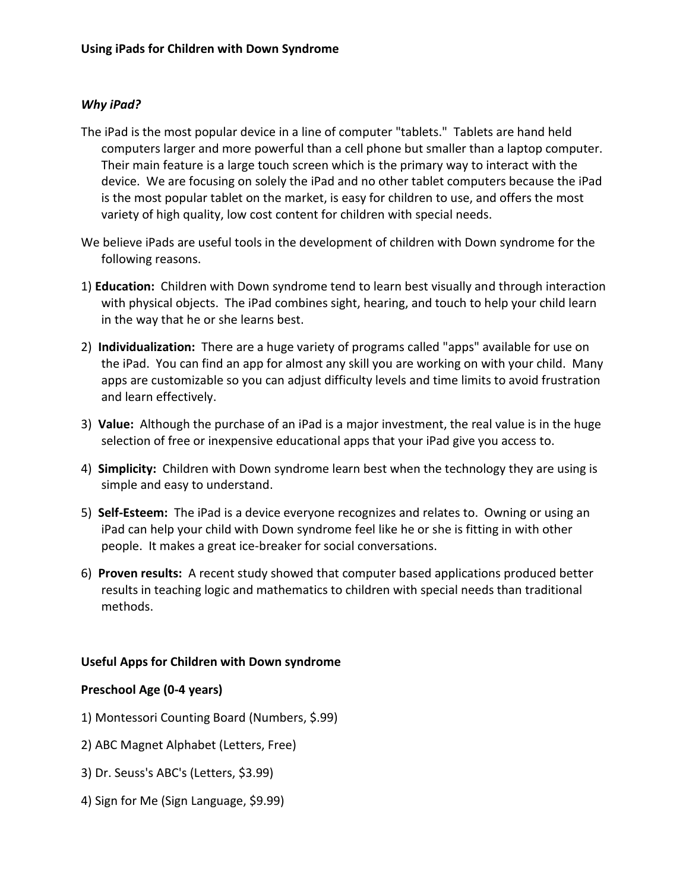# Using iPads for Children with Down Syndrome

## *Why iPad?*

The iPad is the most popular device in a line of computer "tablets." Tablets are hand held computers larger and more powerful than a cell phone but smaller than a laptop computer. Their main feature is a large touch screen which is the primary way to interact with the device. We are focusing on solely the iPad and no other tablet computers because the iPad is the most popular tablet on the market, is easy for children to use, and offers the most variety of high quality, low cost content for children with special needs.

We believe iPads are useful tools in the development of children with Down syndrome for the following reasons.

1) **Education:** Children with Down syndrome tend to learn best visually and through interaction with physical objects. The iPad combines sight, hearing, and touch to help your child learn in the way that he or she learns best.

2) **Individualization:** There are a huge variety of programs called "apps" available for use on the iPad. You can find an app for almost any skill you are working on with your child. Many apps are customizable so you can adjust difficulty levels and time limits to avoid frustration and learn effectively.

3) **Value:** Although the purchase of an iPad is a major investment, the real value is in the huge selection of free or inexpensive educational apps that your iPad give you access to.

4) **Simplicity:** Children with Down syndrome learn best when the technology they are using is simple and easy to understand.

5) **Self-Esteem:** The iPad is a device everyone recognizes and relates to. Owning or using an iPad can help your child with Down syndrome feel like he or she is fitting in with other people. It makes a great ice-breaker for social conversations.

6) **Proven results:** A recent study showed that computer based applications produced better results in teaching logic and mathematics to children with special needs than traditional methods.

## Useful Apps for Children with Down syndrome

### Preschool Age (0-4 years)

1) Montessori Counting Board (Numbers, $.99)

2) ABC Magnet Alphabet (Letters, Free)

3) Dr. Seuss's ABC's (Letters, $3.99)

4) Sign for Me (Sign Language, $9.99)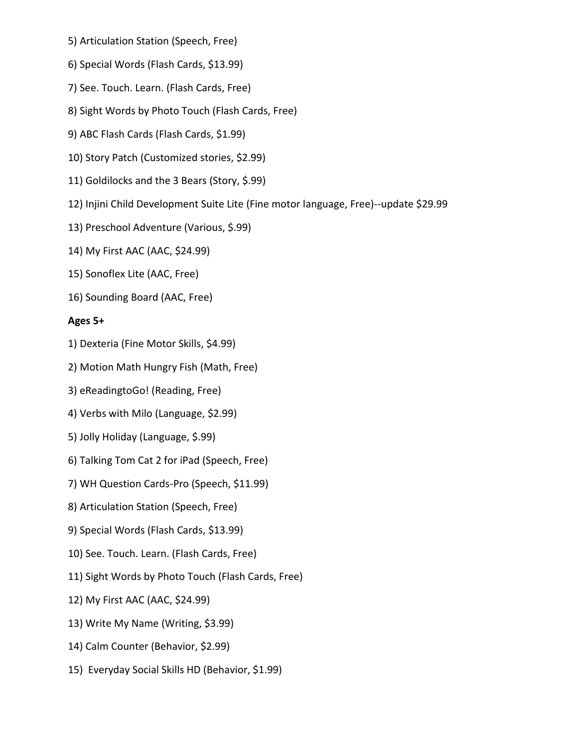5) Articulation Station (Speech, Free)

6) Special Words (Flash Cards, $13.99)

7) See. Touch. Learn. (Flash Cards, Free)

8) Sight Words by Photo Touch (Flash Cards, Free)

9) ABC Flash Cards (Flash Cards, $1.99)

10) Story Patch (Customized stories, $2.99)

11) Goldilocks and the 3 Bears (Story, $.99)

12) Injini Child Development Suite Lite (Fine motor language, Free)--update $29.99

13) Preschool Adventure (Various, $.99)

14) My First AAC (AAC, $24.99)

15) Sonoflex Lite (AAC, Free)

16) Sounding Board (AAC, Free)

**Ages 5+**

1) Dexteria (Fine Motor Skills, $4.99)

2) Motion Math Hungry Fish (Math, Free)

3) eReadingtoGo! (Reading, Free)

4) Verbs with Milo (Language, $2.99)

5) Jolly Holiday (Language, $.99)

6) Talking Tom Cat 2 for iPad (Speech, Free)

7) WH Question Cards-Pro (Speech, $11.99)

8) Articulation Station (Speech, Free)

9) Special Words (Flash Cards, $13.99)

10) See. Touch. Learn. (Flash Cards, Free)

11) Sight Words by Photo Touch (Flash Cards, Free)

12) My First AAC (AAC, $24.99)

13) Write My Name (Writing, $3.99)

14) Calm Counter (Behavior, $2.99)

15) Everyday Social Skills HD (Behavior, $1.99)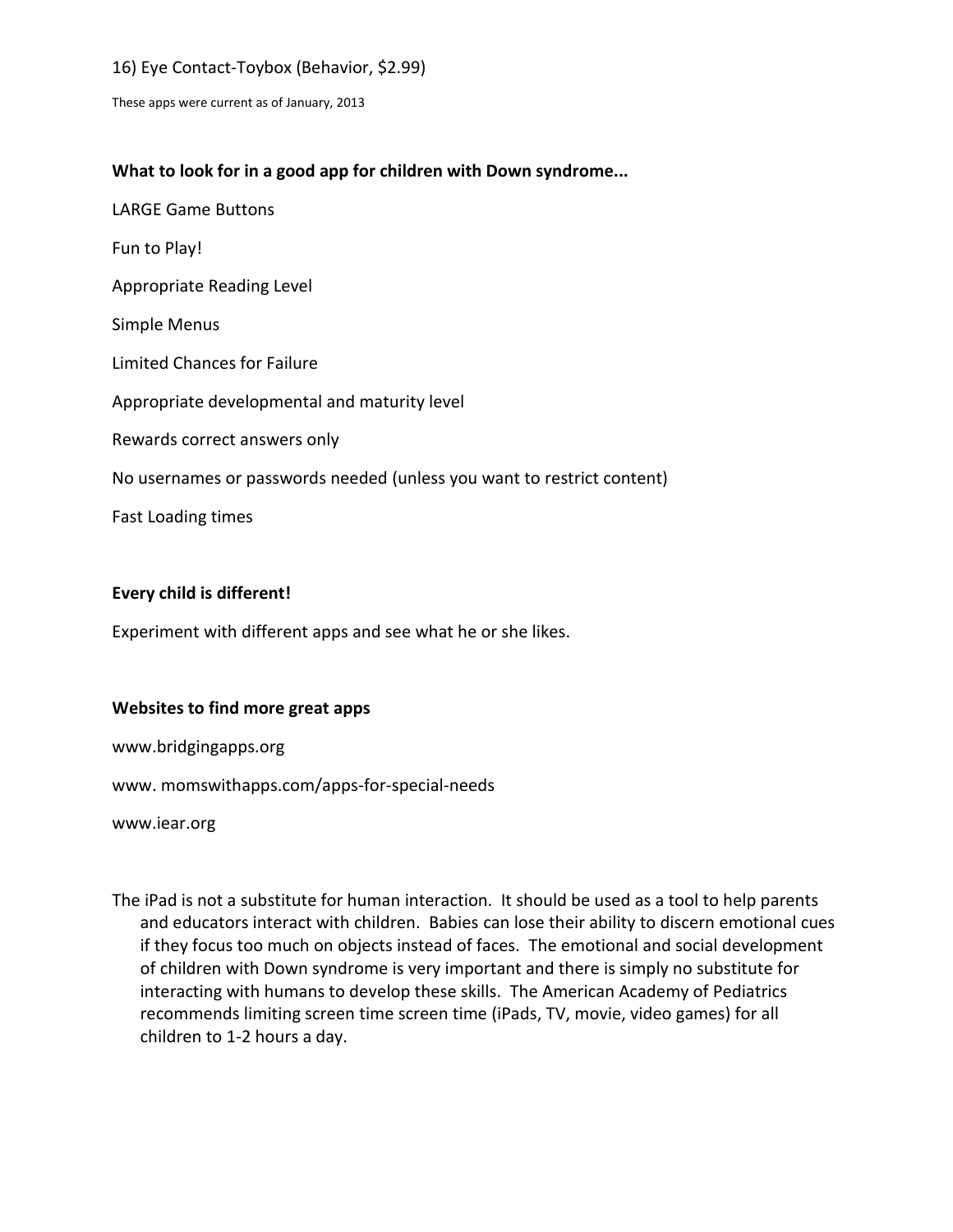16) Eye Contact-Toybox (Behavior, $2.99)

These apps were current as of January, 2013

**What to look for in a good app for children with Down syndrome...**

LARGE Game Buttons

Fun to Play!

Appropriate Reading Level

Simple Menus

Limited Chances for Failure

Appropriate developmental and maturity level

Rewards correct answers only

No usernames or passwords needed (unless you want to restrict content)

Fast Loading times

**Every child is different!**

Experiment with different apps and see what he or she likes.

**Websites to find more great apps**

www.bridgingapps.org

www. momswithapps.com/apps-for-special-needs

www.iear.org

The iPad is not a substitute for human interaction. It should be used as a tool to help parents and educators interact with children. Babies can lose their ability to discern emotional cues if they focus too much on objects instead of faces. The emotional and social development of children with Down syndrome is very important and there is simply no substitute for interacting with humans to develop these skills. The American Academy of Pediatrics recommends limiting screen time screen time (iPads, TV, movie, video games) for all children to 1-2 hours a day.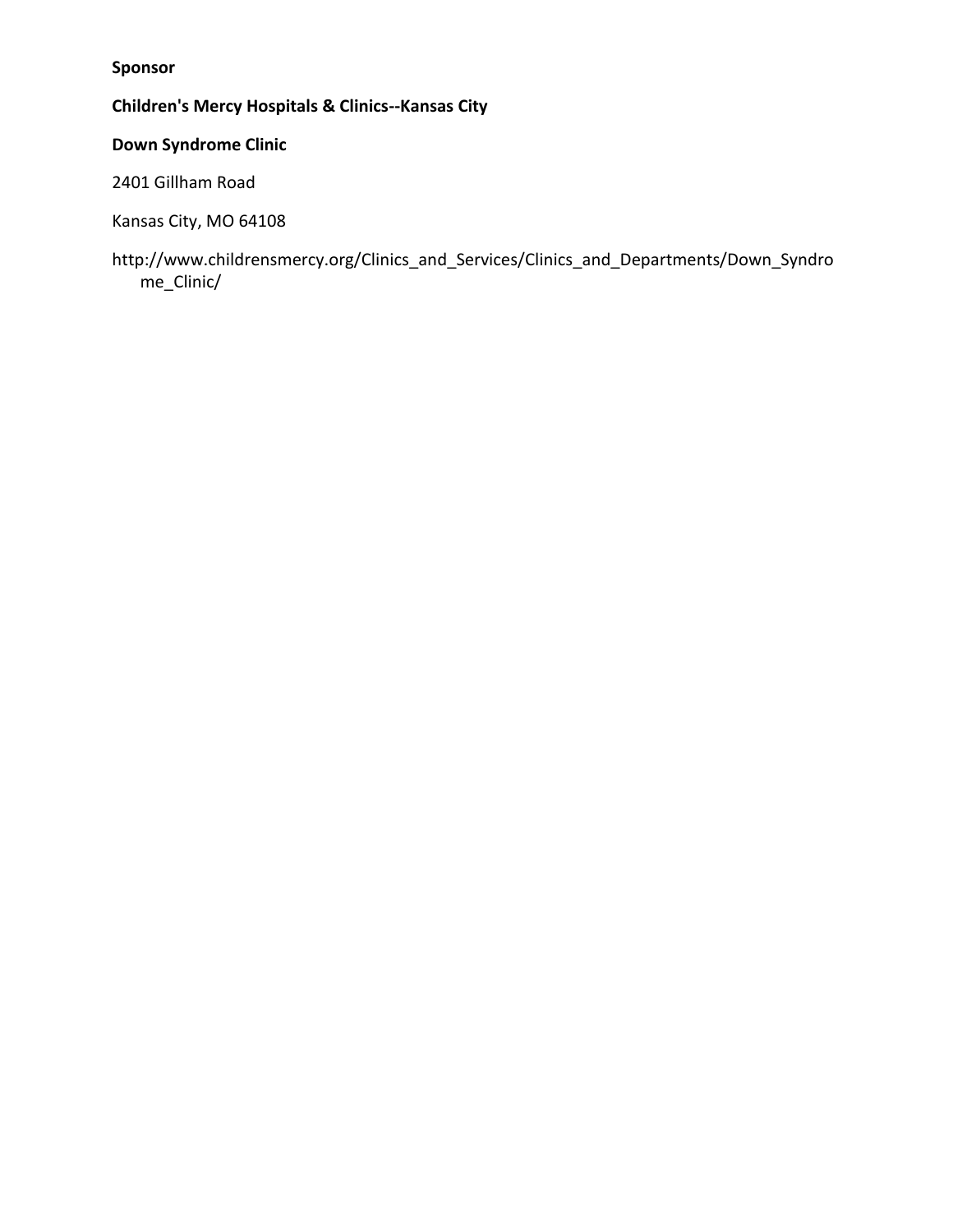**Sponsor**

**Children's Mercy Hospitals & Clinics--Kansas City**

**Down Syndrome Clinic**

2401 Gillham Road

Kansas City, MO 64108

http://www.childrensmercy.org/Clinics_and_Services/Clinics_and_Departments/Down_Syndrome_Clinic/